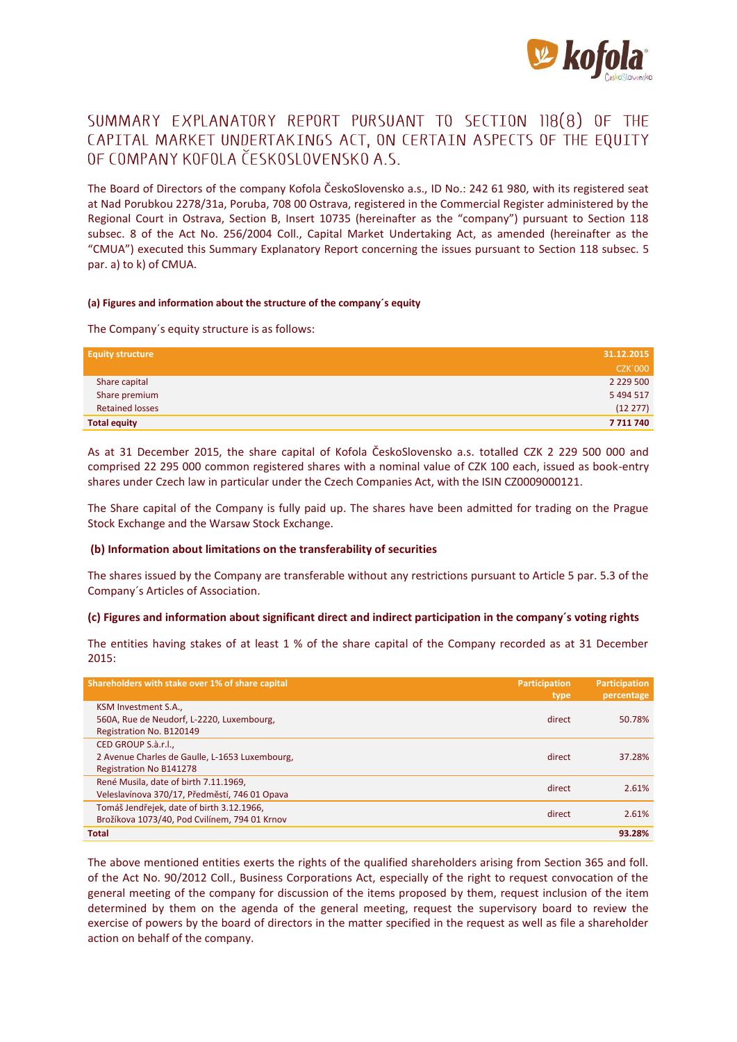# SUMMARY EXPLANATORY REPORT PURSUANT TO SECTION 118(8) OF THE CAPITAL MARKET UNDERTAKINGS ACT, ON CERTAIN ASPECTS OF THE EQUITY OF COMPANY KOFOLA ČESKOSLOVENSKO A.S.

The Board of Directors of the company Kofola ČeskoSlovensko a.s., ID No.: 242 61 980, with its registered seat at Nad Porubkou 2278/31a, Poruba, 708 00 Ostrava, registered in the Commercial Register administered by the Regional Court in Ostrava, Section B, Insert 10735 (hereinafter as the "company") pursuant to Section 118 subsec. 8 of the Act No. 256/2004 Coll., Capital Market Undertaking Act, as amended (hereinafter as the "CMUA") executed this Summary Explanatory Report concerning the issues pursuant to Section 118 subsec. 5 par. a) to k) of CMUA.

#### (a) Figures and information about the structure of the company´s equity

The Company´s equity structure is as follows:

| Equity structure | 31.12.2015<br>CZK´000 |
|---|---|
| Share capital | 2 229 500 |
| Share premium | 5 494 517 |
| Retained losses | (12 277) |
| **Total equity** | **7 711 740** |

As at 31 December 2015, the share capital of Kofola ČeskoSlovensko a.s. totalled CZK 2 229 500 000 and comprised 22 295 000 common registered shares with a nominal value of CZK 100 each, issued as book-entry shares under Czech law in particular under the Czech Companies Act, with the ISIN CZ0009000121.

The Share capital of the Company is fully paid up. The shares have been admitted for trading on the Prague Stock Exchange and the Warsaw Stock Exchange.

#### (b) Information about limitations on the transferability of securities

The shares issued by the Company are transferable without any restrictions pursuant to Article 5 par. 5.3 of the Company´s Articles of Association.

#### (c) Figures and information about significant direct and indirect participation in the company´s voting rights

The entities having stakes of at least 1 % of the share capital of the Company recorded as at 31 December 2015:

| Shareholders with stake over 1% of share capital | Participation type | Participation percentage |
|---|---|---|
| KSM Investment S.A.,<br>560A, Rue de Neudorf, L-2220, Luxembourg,<br>Registration No. B120149 | direct | 50.78% |
| CED GROUP S.à.r.l.,<br>2 Avenue Charles de Gaulle, L-1653 Luxembourg,<br>Registration No B141278 | direct | 37.28% |
| René Musila, date of birth 7.11.1969,<br>Veleslavínova 370/17, Předměstí, 746 01 Opava | direct | 2.61% |
| Tomáš Jendřejek, date of birth 3.12.1966,<br>Brožíkova 1073/40, Pod Cvilínem, 794 01 Krnov | direct | 2.61% |
| **Total** | | **93.28%** |

The above mentioned entities exerts the rights of the qualified shareholders arising from Section 365 and foll. of the Act No. 90/2012 Coll., Business Corporations Act, especially of the right to request convocation of the general meeting of the company for discussion of the items proposed by them, request inclusion of the item determined by them on the agenda of the general meeting, request the supervisory board to review the exercise of powers by the board of directors in the matter specified in the request as well as file a shareholder action on behalf of the company.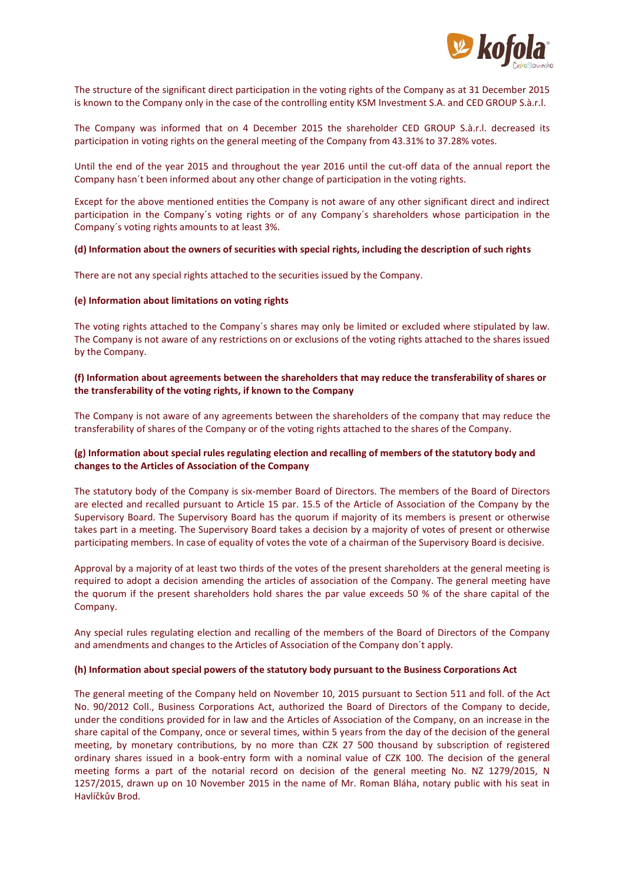The structure of the significant direct participation in the voting rights of the Company as at 31 December 2015 is known to the Company only in the case of the controlling entity KSM Investment S.A. and CED GROUP S.à.r.l.

The Company was informed that on 4 December 2015 the shareholder CED GROUP S.à.r.l. decreased its participation in voting rights on the general meeting of the Company from 43.31% to 37.28% votes.

Until the end of the year 2015 and throughout the year 2016 until the cut-off data of the annual report the Company hasn´t been informed about any other change of participation in the voting rights.

Except for the above mentioned entities the Company is not aware of any other significant direct and indirect participation in the Company´s voting rights or of any Company´s shareholders whose participation in the Company´s voting rights amounts to at least 3%.

**(d) Information about the owners of securities with special rights, including the description of such rights**

There are not any special rights attached to the securities issued by the Company.

**(e) Information about limitations on voting rights**

The voting rights attached to the Company´s shares may only be limited or excluded where stipulated by law. The Company is not aware of any restrictions on or exclusions of the voting rights attached to the shares issued by the Company.

**(f) Information about agreements between the shareholders that may reduce the transferability of shares or the transferability of the voting rights, if known to the Company**

The Company is not aware of any agreements between the shareholders of the company that may reduce the transferability of shares of the Company or of the voting rights attached to the shares of the Company.

**(g) Information about special rules regulating election and recalling of members of the statutory body and changes to the Articles of Association of the Company**

The statutory body of the Company is six-member Board of Directors. The members of the Board of Directors are elected and recalled pursuant to Article 15 par. 15.5 of the Article of Association of the Company by the Supervisory Board. The Supervisory Board has the quorum if majority of its members is present or otherwise takes part in a meeting. The Supervisory Board takes a decision by a majority of votes of present or otherwise participating members. In case of equality of votes the vote of a chairman of the Supervisory Board is decisive.

Approval by a majority of at least two thirds of the votes of the present shareholders at the general meeting is required to adopt a decision amending the articles of association of the Company. The general meeting have the quorum if the present shareholders hold shares the par value exceeds 50 % of the share capital of the Company.

Any special rules regulating election and recalling of the members of the Board of Directors of the Company and amendments and changes to the Articles of Association of the Company don´t apply.

**(h) Information about special powers of the statutory body pursuant to the Business Corporations Act**

The general meeting of the Company held on November 10, 2015 pursuant to Section 511 and foll. of the Act No. 90/2012 Coll., Business Corporations Act, authorized the Board of Directors of the Company to decide, under the conditions provided for in law and the Articles of Association of the Company, on an increase in the share capital of the Company, once or several times, within 5 years from the day of the decision of the general meeting, by monetary contributions, by no more than CZK 27 500 thousand by subscription of registered ordinary shares issued in a book-entry form with a nominal value of CZK 100. The decision of the general meeting forms a part of the notarial record on decision of the general meeting No. NZ 1279/2015, N 1257/2015, drawn up on 10 November 2015 in the name of Mr. Roman Bláha, notary public with his seat in Havlíčkův Brod.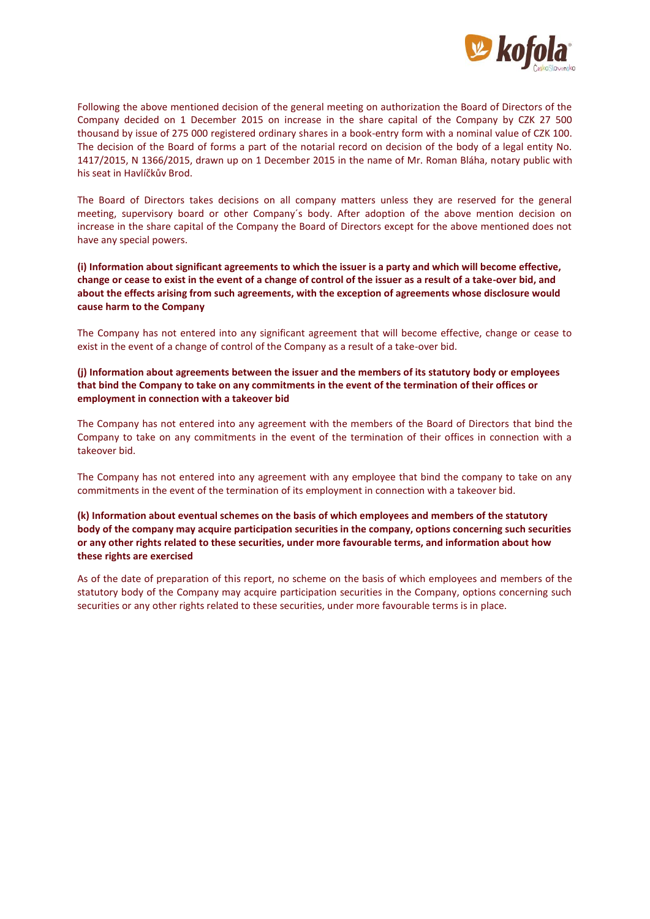Following the above mentioned decision of the general meeting on authorization the Board of Directors of the Company decided on 1 December 2015 on increase in the share capital of the Company by CZK 27 500 thousand by issue of 275 000 registered ordinary shares in a book-entry form with a nominal value of CZK 100. The decision of the Board of forms a part of the notarial record on decision of the body of a legal entity No. 1417/2015, N 1366/2015, drawn up on 1 December 2015 in the name of Mr. Roman Bláha, notary public with his seat in Havlíčkův Brod.

The Board of Directors takes decisions on all company matters unless they are reserved for the general meeting, supervisory board or other Company´s body. After adoption of the above mention decision on increase in the share capital of the Company the Board of Directors except for the above mentioned does not have any special powers.

**(i) Information about significant agreements to which the issuer is a party and which will become effective, change or cease to exist in the event of a change of control of the issuer as a result of a take-over bid, and about the effects arising from such agreements, with the exception of agreements whose disclosure would cause harm to the Company**

The Company has not entered into any significant agreement that will become effective, change or cease to exist in the event of a change of control of the Company as a result of a take-over bid.

**(j) Information about agreements between the issuer and the members of its statutory body or employees that bind the Company to take on any commitments in the event of the termination of their offices or employment in connection with a takeover bid**

The Company has not entered into any agreement with the members of the Board of Directors that bind the Company to take on any commitments in the event of the termination of their offices in connection with a takeover bid.

The Company has not entered into any agreement with any employee that bind the company to take on any commitments in the event of the termination of its employment in connection with a takeover bid.

**(k) Information about eventual schemes on the basis of which employees and members of the statutory body of the company may acquire participation securities in the company, options concerning such securities or any other rights related to these securities, under more favourable terms, and information about how these rights are exercised**

As of the date of preparation of this report, no scheme on the basis of which employees and members of the statutory body of the Company may acquire participation securities in the Company, options concerning such securities or any other rights related to these securities, under more favourable terms is in place.